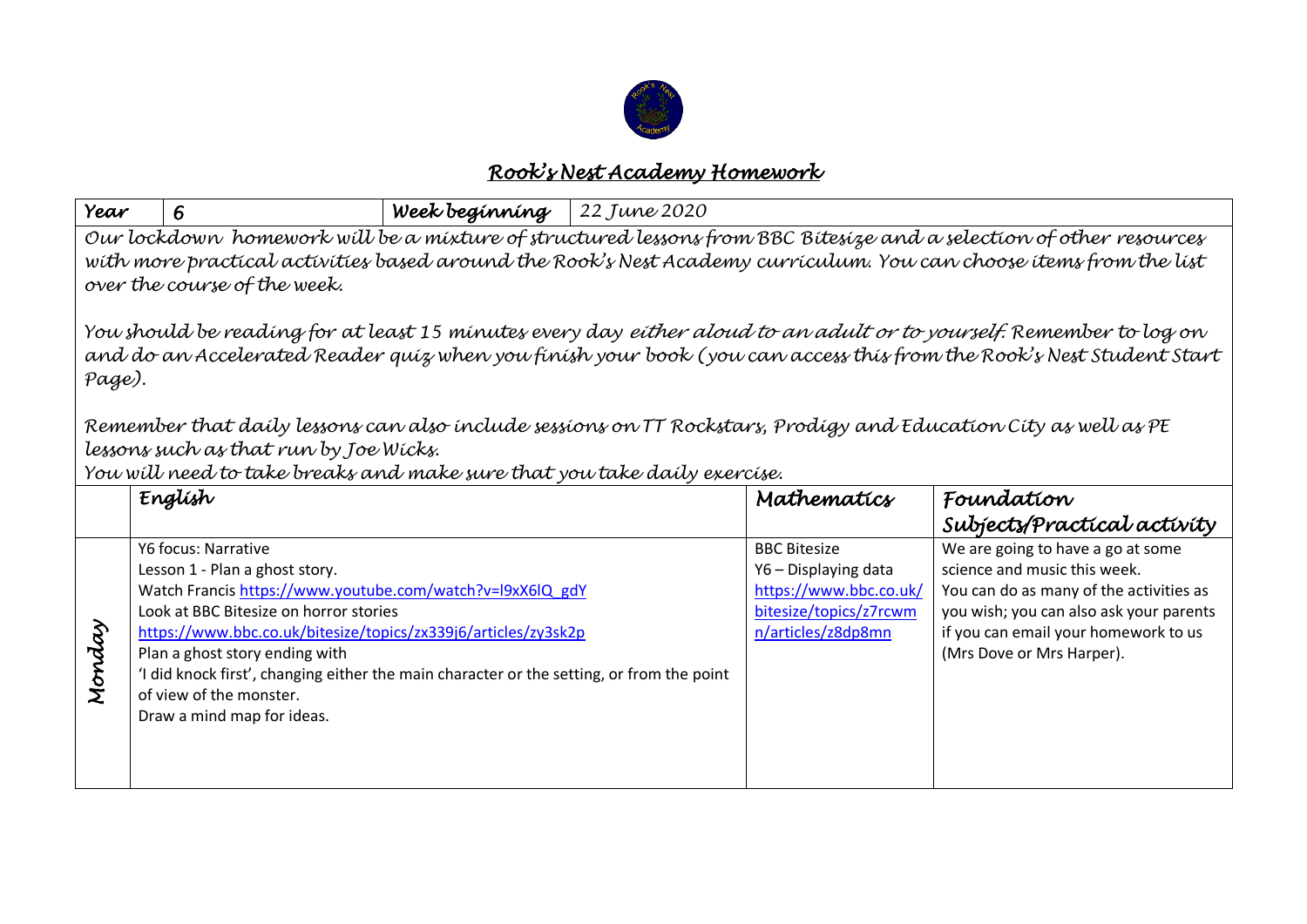# Rook's Nest Academy Homework

| Year | 6 | Week beginning | 22 June 2020 |
|---|---|---|---|

*Our lockdown homework will be a mixture of structured lessons from BBC Bitesize and a selection of other resources with more practical activities based around the Rook's Nest Academy curriculum. You can choose items from the list over the course of the week.*

*You should be reading for at least 15 minutes every day either aloud to an adult or to yourself. Remember to log on and do an Accelerated Reader quiz when you finish your book (you can access this from the Rook's Nest Student Start Page).*

*Remember that daily lessons can also include sessions on TT Rockstars, Prodigy and Education City as well as PE lessons such as that run by Joe Wicks.*
*You will need to take breaks and make sure that you take daily exercise.*

| | English | Mathematics | Foundation Subjects/Practical activity |
|---|---|---|---|
| Monday | Y6 focus: Narrative<br>Lesson 1 - Plan a ghost story.<br>Watch Francis https://www.youtube.com/watch?v=l9xX6lQ_gdY<br>Look at BBC Bitesize on horror stories<br>https://www.bbc.co.uk/bitesize/topics/zx339j6/articles/zy3sk2p<br>Plan a ghost story ending with<br>'I did knock first', changing either the main character or the setting, or from the point of view of the monster.<br>Draw a mind map for ideas. | BBC Bitesize<br>Y6 – Displaying data<br>https://www.bbc.co.uk/bitesize/topics/z7rcwmn/articles/z8dp8mn | We are going to have a go at some science and music this week.<br>You can do as many of the activities as you wish; you can also ask your parents if you can email your homework to us (Mrs Dove or Mrs Harper). |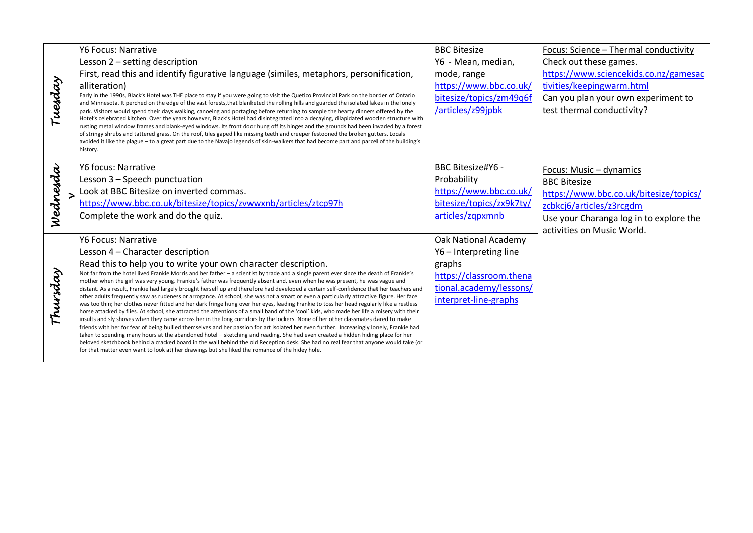| | | | |
|---|---|---|---|
| *Tuesday* | Y6 Focus: Narrative<br>Lesson 2 – setting description<br>First, read this and identify figurative language (similes, metaphors, personification, alliteration)<br>Early in the 1990s, Black's Hotel was THE place to stay if you were going to visit the Quetico Provincial Park on the border of Ontario and Minnesota. It perched on the edge of the vast forests,that blanketed the rolling hills and guarded the isolated lakes in the lonely park. Visitors would spend their days walking, canoeing and portaging before returning to sample the hearty dinners offered by the Hotel's celebrated kitchen. Over the years however, Black's Hotel had disintegrated into a decaying, dilapidated wooden structure with rusting metal window frames and blank-eyed windows. Its front door hung off its hinges and the grounds had been invaded by a forest of stringy shrubs and tattered grass. On the roof, tiles gaped like missing teeth and creeper festooned the broken gutters. Locals avoided it like the plague – to a great part due to the Navajo legends of skin-walkers that had become part and parcel of the building's history. | BBC Bitesize<br>Y6 - Mean, median, mode, range<br>https://www.bbc.co.uk/bitesize/topics/zm49q6f/articles/z99jpbk | Focus: Science – Thermal conductivity<br>Check out these games.<br>https://www.sciencekids.co.nz/gamesactivities/keepingwarm.html<br>Can you plan your own experiment to test thermal conductivity? |
| *Wednesday* | Y6 focus: Narrative<br>Lesson 3 – Speech punctuation<br>Look at BBC Bitesize on inverted commas.<br>https://www.bbc.co.uk/bitesize/topics/zvwwxnb/articles/ztcp97h<br>Complete the work and do the quiz. | BBC Bitesize#Y6 - Probability<br>https://www.bbc.co.uk/bitesize/topics/zx9k7ty/articles/zqpxmnb | Focus: Music – dynamics<br>BBC Bitesize<br>https://www.bbc.co.uk/bitesize/topics/zcbkcj6/articles/z3rcgdm<br>Use your Charanga log in to explore the activities on Music World. |
| *Thursday* | Y6 Focus: Narrative<br>Lesson 4 – Character description<br>Read this to help you to write your own character description.<br>Not far from the hotel lived Frankie Morris and her father – a scientist by trade and a single parent ever since the death of Frankie's mother when the girl was very young. Frankie's father was frequently absent and, even when he was present, he was vague and distant. As a result, Frankie had largely brought herself up and therefore had developed a certain self-confidence that her teachers and other adults frequently saw as rudeness or arrogance. At school, she was not a smart or even a particularly attractive figure. Her face was too thin; her clothes never fitted and her dark fringe hung over her eyes, leading Frankie to toss her head regularly like a restless horse attacked by flies. At school, she attracted the attentions of a small band of the 'cool' kids, who made her life a misery with their insults and sly shoves when they came across her in the long corridors by the lockers. None of her other classmates dared to make friends with her for fear of being bullied themselves and her passion for art isolated her even further. Increasingly lonely, Frankie had taken to spending many hours at the abandoned hotel – sketching and reading. She had even created a hidden hiding place for her beloved sketchbook behind a cracked board in the wall behind the old Reception desk. She had no real fear that anyone would take (or for that matter even want to look at) her drawings but she liked the romance of the hidey hole. | Oak National Academy<br>Y6 – Interpreting line graphs<br>https://classroom.thenational.academy/lessons/interpret-line-graphs | |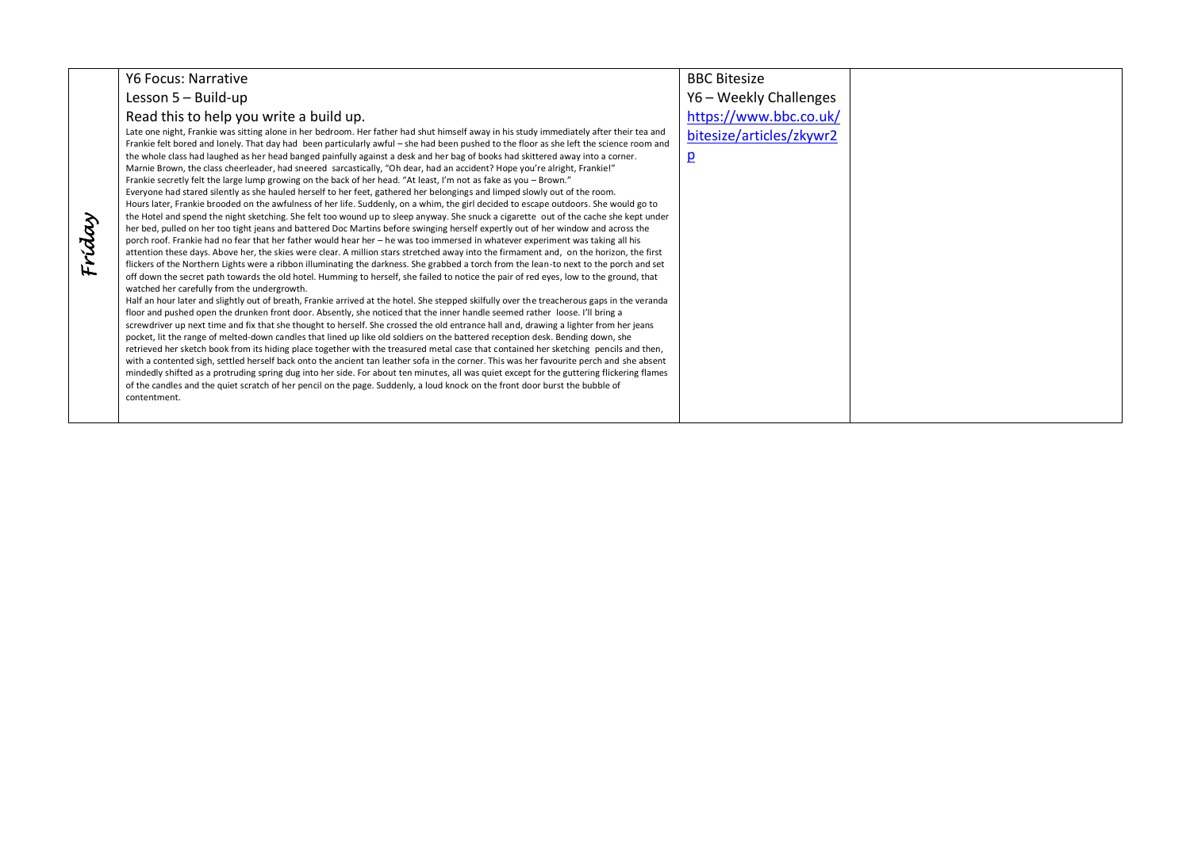| | | | |
|---|---|---|---|
| *Friday* | Y6 Focus: Narrative<br>Lesson 5 – Build-up<br>Read this to help you write a build up.<br>Late one night, Frankie was sitting alone in her bedroom. Her father had shut himself away in his study immediately after their tea and Frankie felt bored and lonely. That day had been particularly awful – she had been pushed to the floor as she left the science room and the whole class had laughed as her head banged painfully against a desk and her bag of books had skittered away into a corner. Marnie Brown, the class cheerleader, had sneered sarcastically, "Oh dear, had an accident? Hope you're alright, Frankie!" Frankie secretly felt the large lump growing on the back of her head. "At least, I'm not as fake as you – Brown." Everyone had stared silently as she hauled herself to her feet, gathered her belongings and limped slowly out of the room. Hours later, Frankie brooded on the awfulness of her life. Suddenly, on a whim, the girl decided to escape outdoors. She would go to the Hotel and spend the night sketching. She felt too wound up to sleep anyway. She snuck a cigarette out of the cache she kept under her bed, pulled on her too tight jeans and battered Doc Martins before swinging herself expertly out of her window and across the porch roof. Frankie had no fear that her father would hear her – he was too immersed in whatever experiment was taking all his attention these days. Above her, the skies were clear. A million stars stretched away into the firmament and, on the horizon, the first flickers of the Northern Lights were a ribbon illuminating the darkness. She grabbed a torch from the lean-to next to the porch and set off down the secret path towards the old hotel. Humming to herself, she failed to notice the pair of red eyes, low to the ground, that watched her carefully from the undergrowth. Half an hour later and slightly out of breath, Frankie arrived at the hotel. She stepped skilfully over the treacherous gaps in the veranda floor and pushed open the drunken front door. Absently, she noticed that the inner handle seemed rather loose. I'll bring a screwdriver up next time and fix that she thought to herself. She crossed the old entrance hall and, drawing a lighter from her jeans pocket, lit the range of melted-down candles that lined up like old soldiers on the battered reception desk. Bending down, she retrieved her sketch book from its hiding place together with the treasured metal case that contained her sketching pencils and then, with a contented sigh, settled herself back onto the ancient tan leather sofa in the corner. This was her favourite perch and she absent mindedly shifted as a protruding spring dug into her side. For about ten minutes, all was quiet except for the guttering flickering flames of the candles and the quiet scratch of her pencil on the page. Suddenly, a loud knock on the front door burst the bubble of contentment. | BBC Bitesize<br>Y6 – Weekly Challenges<br>https://www.bbc.co.uk/bitesize/articles/zkywr2p | |